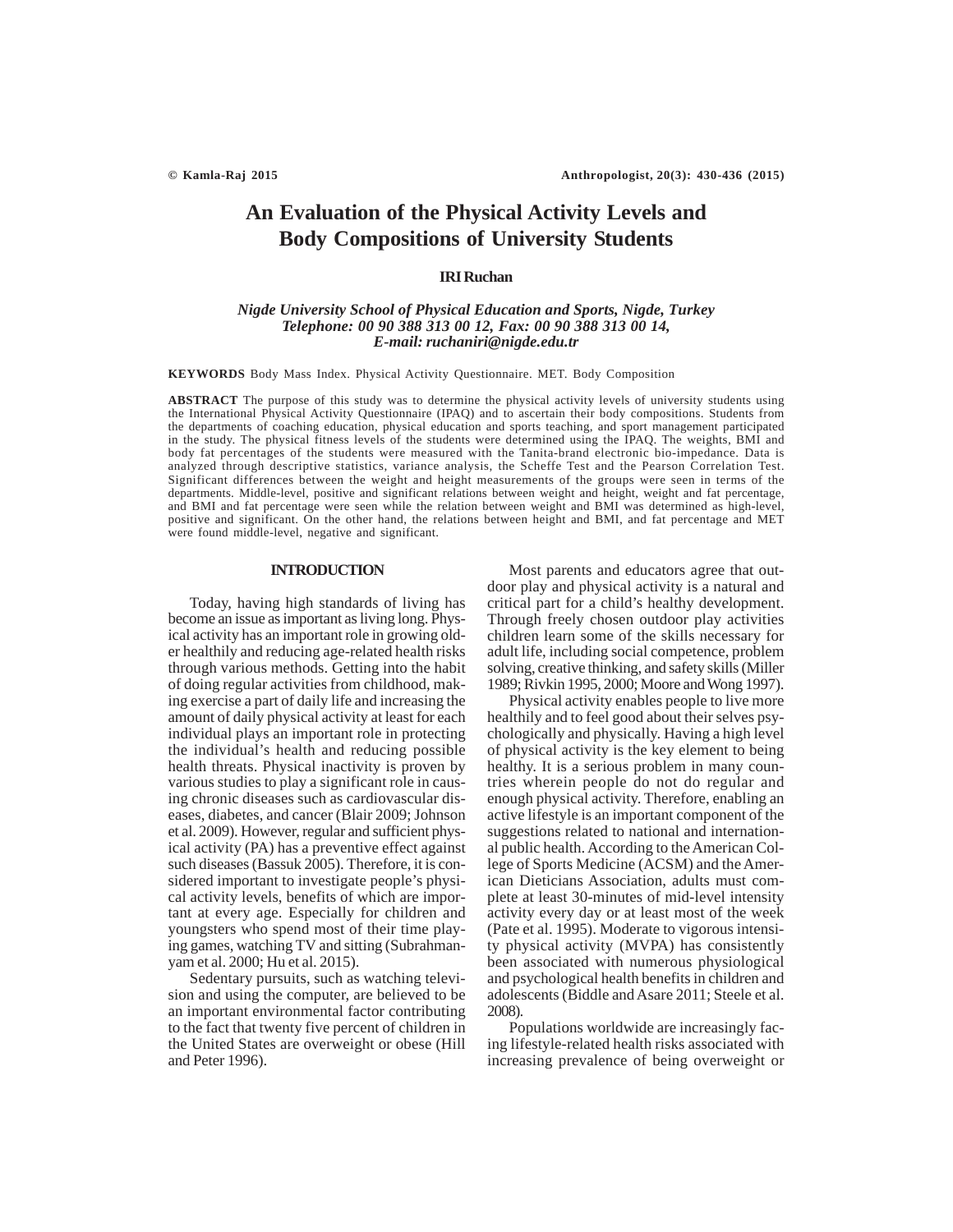# An Evaluation of the Physical Activity Levels and Body Compositions of University Students

**IRI Ruchan**

*Nigde University School of Physical Education and Sports, Nigde, Turkey*
*Telephone: 00 90 388 313 00 12, Fax: 00 90 388 313 00 14,*
*E-mail: ruchaniri@nigde.edu.tr*

**KEYWORDS** Body Mass Index. Physical Activity Questionnaire. MET. Body Composition

**ABSTRACT** The purpose of this study was to determine the physical activity levels of university students using the International Physical Activity Questionnaire (IPAQ) and to ascertain their body compositions. Students from the departments of coaching education, physical education and sports teaching, and sport management participated in the study. The physical fitness levels of the students were determined using the IPAQ. The weights, BMI and body fat percentages of the students were measured with the Tanita-brand electronic bio-impedance. Data is analyzed through descriptive statistics, variance analysis, the Scheffe Test and the Pearson Correlation Test. Significant differences between the weight and height measurements of the groups were seen in terms of the departments. Middle-level, positive and significant relations between weight and height, weight and fat percentage, and BMI and fat percentage were seen while the relation between weight and BMI was determined as high-level, positive and significant. On the other hand, the relations between height and BMI, and fat percentage and MET were found middle-level, negative and significant.

## INTRODUCTION

Today, having high standards of living has become an issue as important as living long. Physical activity has an important role in growing older healthily and reducing age-related health risks through various methods. Getting into the habit of doing regular activities from childhood, making exercise a part of daily life and increasing the amount of daily physical activity at least for each individual plays an important role in protecting the individual's health and reducing possible health threats. Physical inactivity is proven by various studies to play a significant role in causing chronic diseases such as cardiovascular diseases, diabetes, and cancer (Blair 2009; Johnson et al. 2009). However, regular and sufficient physical activity (PA) has a preventive effect against such diseases (Bassuk 2005). Therefore, it is considered important to investigate people's physical activity levels, benefits of which are important at every age. Especially for children and youngsters who spend most of their time playing games, watching TV and sitting (Subrahmanyam et al. 2000; Hu et al. 2015).

Sedentary pursuits, such as watching television and using the computer, are believed to be an important environmental factor contributing to the fact that twenty five percent of children in the United States are overweight or obese (Hill and Peter 1996).

Most parents and educators agree that outdoor play and physical activity is a natural and critical part for a child's healthy development. Through freely chosen outdoor play activities children learn some of the skills necessary for adult life, including social competence, problem solving, creative thinking, and safety skills (Miller 1989; Rivkin 1995, 2000; Moore and Wong 1997).

Physical activity enables people to live more healthily and to feel good about their selves psychologically and physically. Having a high level of physical activity is the key element to being healthy. It is a serious problem in many countries wherein people do not do regular and enough physical activity. Therefore, enabling an active lifestyle is an important component of the suggestions related to national and international public health. According to the American College of Sports Medicine (ACSM) and the American Dieticians Association, adults must complete at least 30-minutes of mid-level intensity activity every day or at least most of the week (Pate et al. 1995). Moderate to vigorous intensity physical activity (MVPA) has consistently been associated with numerous physiological and psychological health benefits in children and adolescents (Biddle and Asare 2011; Steele et al. 2008).

Populations worldwide are increasingly facing lifestyle-related health risks associated with increasing prevalence of being overweight or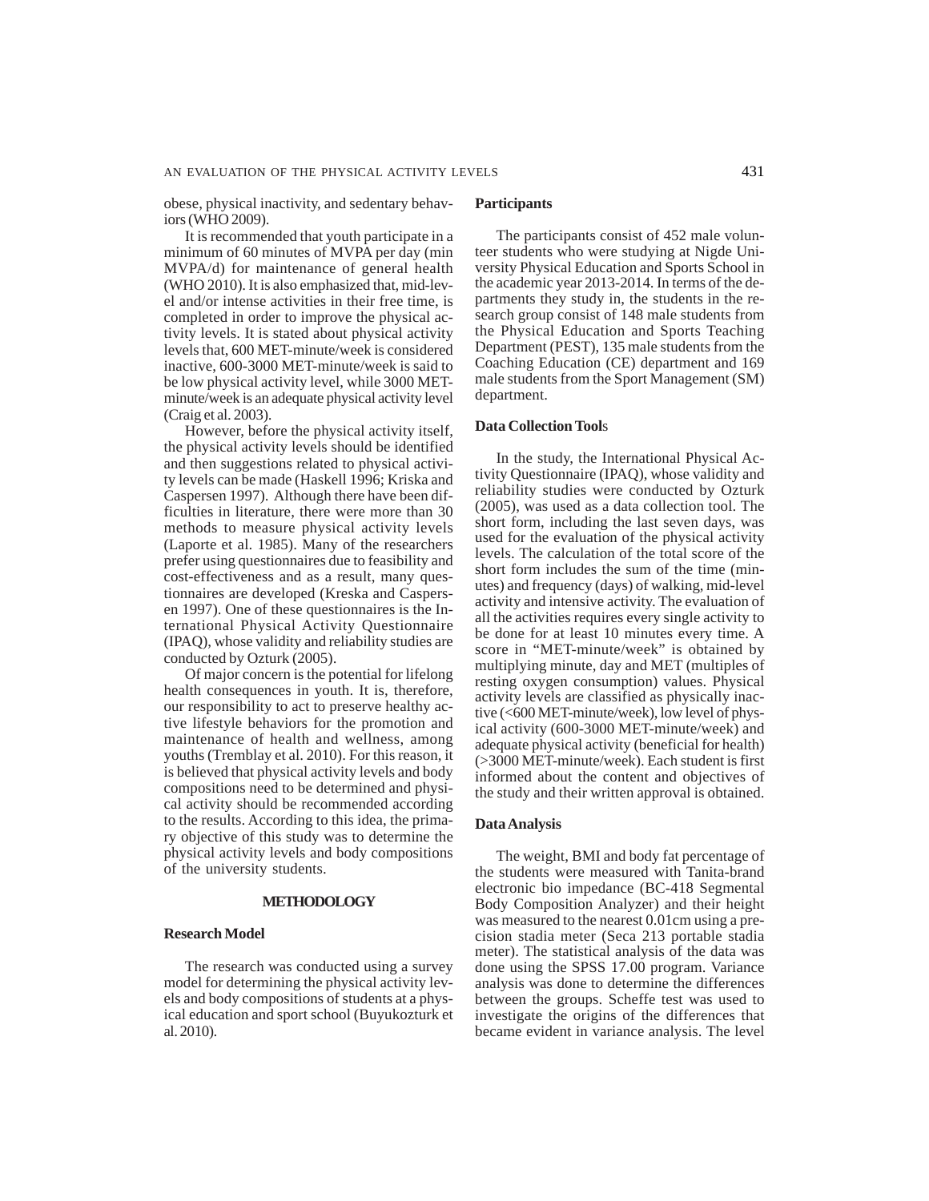obese, physical inactivity, and sedentary behaviors (WHO 2009).

It is recommended that youth participate in a minimum of 60 minutes of MVPA per day (min MVPA/d) for maintenance of general health (WHO 2010). It is also emphasized that, mid-level and/or intense activities in their free time, is completed in order to improve the physical activity levels. It is stated about physical activity levels that, 600 MET-minute/week is considered inactive, 600-3000 MET-minute/week is said to be low physical activity level, while 3000 MET-minute/week is an adequate physical activity level (Craig et al. 2003).

However, before the physical activity itself, the physical activity levels should be identified and then suggestions related to physical activity levels can be made (Haskell 1996; Kriska and Caspersen 1997). Although there have been difficulties in literature, there were more than 30 methods to measure physical activity levels (Laporte et al. 1985). Many of the researchers prefer using questionnaires due to feasibility and cost-effectiveness and as a result, many questionnaires are developed (Kreska and Caspersen 1997). One of these questionnaires is the International Physical Activity Questionnaire (IPAQ), whose validity and reliability studies are conducted by Ozturk (2005).

Of major concern is the potential for lifelong health consequences in youth. It is, therefore, our responsibility to act to preserve healthy active lifestyle behaviors for the promotion and maintenance of health and wellness, among youths (Tremblay et al. 2010). For this reason, it is believed that physical activity levels and body compositions need to be determined and physical activity should be recommended according to the results. According to this idea, the primary objective of this study was to determine the physical activity levels and body compositions of the university students.

## METHODOLOGY

### Research Model

The research was conducted using a survey model for determining the physical activity levels and body compositions of students at a physical education and sport school (Buyukozturk et al. 2010).

### Participants

The participants consist of 452 male volunteer students who were studying at Nigde University Physical Education and Sports School in the academic year 2013-2014. In terms of the departments they study in, the students in the research group consist of 148 male students from the Physical Education and Sports Teaching Department (PEST), 135 male students from the Coaching Education (CE) department and 169 male students from the Sport Management (SM) department.

### Data Collection Tools

In the study, the International Physical Activity Questionnaire (IPAQ), whose validity and reliability studies were conducted by Ozturk (2005), was used as a data collection tool. The short form, including the last seven days, was used for the evaluation of the physical activity levels. The calculation of the total score of the short form includes the sum of the time (minutes) and frequency (days) of walking, mid-level activity and intensive activity. The evaluation of all the activities requires every single activity to be done for at least 10 minutes every time. A score in "MET-minute/week" is obtained by multiplying minute, day and MET (multiples of resting oxygen consumption) values. Physical activity levels are classified as physically inactive (<600 MET-minute/week), low level of physical activity (600-3000 MET-minute/week) and adequate physical activity (beneficial for health) (>3000 MET-minute/week). Each student is first informed about the content and objectives of the study and their written approval is obtained.

### Data Analysis

The weight, BMI and body fat percentage of the students were measured with Tanita-brand electronic bio impedance (BC-418 Segmental Body Composition Analyzer) and their height was measured to the nearest 0.01cm using a precision stadia meter (Seca 213 portable stadia meter). The statistical analysis of the data was done using the SPSS 17.00 program. Variance analysis was done to determine the differences between the groups. Scheffe test was used to investigate the origins of the differences that became evident in variance analysis. The level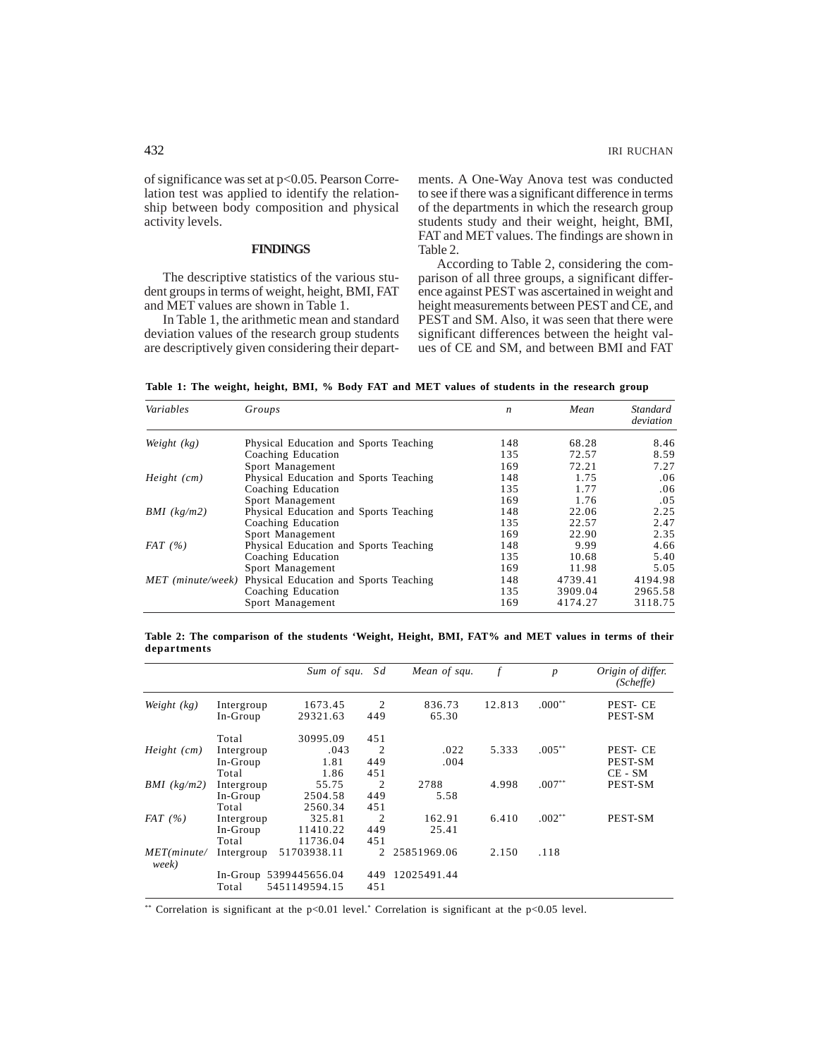of significance was set at $p<0.05$. Pearson Correlation test was applied to identify the relationship between body composition and physical activity levels.

## FINDINGS

The descriptive statistics of the various student groups in terms of weight, height, BMI, FAT and MET values are shown in Table 1.

In Table 1, the arithmetic mean and standard deviation values of the research group students are descriptively given considering their departments. A One-Way Anova test was conducted to see if there was a significant difference in terms of the departments in which the research group students study and their weight, height, BMI, FAT and MET values. The findings are shown in Table 2.

According to Table 2, considering the comparison of all three groups, a significant difference against PEST was ascertained in weight and height measurements between PEST and CE, and PEST and SM. Also, it was seen that there were significant differences between the height values of CE and SM, and between BMI and FAT

**Table 1: The weight, height, BMI, % Body FAT and MET values of students in the research group**

| *Variables* | *Groups* | *n* | *Mean* | *Standard deviation* |
|---|---|---|---|---|
| *Weight (kg)* | Physical Education and Sports Teaching | 148 | 68.28 | 8.46 |
| | Coaching Education | 135 | 72.57 | 8.59 |
| | Sport Management | 169 | 72.21 | 7.27 |
| *Height (cm)* | Physical Education and Sports Teaching | 148 | 1.75 | .06 |
| | Coaching Education | 135 | 1.77 | .06 |
| | Sport Management | 169 | 1.76 | .05 |
| *BMI (kg/m2)* | Physical Education and Sports Teaching | 148 | 22.06 | 2.25 |
| | Coaching Education | 135 | 22.57 | 2.47 |
| | Sport Management | 169 | 22.90 | 2.35 |
| *FAT (%)* | Physical Education and Sports Teaching | 148 | 9.99 | 4.66 |
| | Coaching Education | 135 | 10.68 | 5.40 |
| | Sport Management | 169 | 11.98 | 5.05 |
| *MET (minute/week)* | Physical Education and Sports Teaching | 148 | 4739.41 | 4194.98 |
| | Coaching Education | 135 | 3909.04 | 2965.58 |
| | Sport Management | 169 | 4174.27 | 3118.75 |

**Table 2: The comparison of the students 'Weight, Height, BMI, FAT% and MET values in terms of their departments**

| | | *Sum of squ.* | *Sd* | *Mean of squ.* | *f* | *p* | *Origin of differ. (Scheffe)* |
|---|---|---|---|---|---|---|---|
| *Weight (kg)* | Intergroup | 1673.45 | 2 | 836.73 | 12.813 | .000** | PEST- CE |
| | In-Group | 29321.63 | 449 | 65.30 | | | PEST-SM |
| | Total | 30995.09 | 451 | | | | |
| *Height (cm)* | Intergroup | .043 | 2 | .022 | 5.333 | .005** | PEST- CE |
| | In-Group | 1.81 | 449 | .004 | | | PEST-SM |
| | Total | 1.86 | 451 | | | | CE - SM |
| *BMI (kg/m2)* | Intergroup | 55.75 | 2 | 2788 | 4.998 | .007** | PEST-SM |
| | In-Group | 2504.58 | 449 | 5.58 | | | |
| | Total | 2560.34 | 451 | | | | |
| *FAT (%)* | Intergroup | 325.81 | 2 | 162.91 | 6.410 | .002** | PEST-SM |
| | In-Group | 11410.22 | 449 | 25.41 | | | |
| | Total | 11736.04 | 451 | | | | |
| *MET(minute/ week)* | Intergroup | 51703938.11 | 2 | 25851969.06 | 2.150 | .118 | |
| | In-Group | 5399445656.04 | 449 | 12025491.44 | | | |
| | Total | 5451149594.15 | 451 | | | | |

** Correlation is significant at the $p<0.01$ level.* Correlation is significant at the $p<0.05$ level.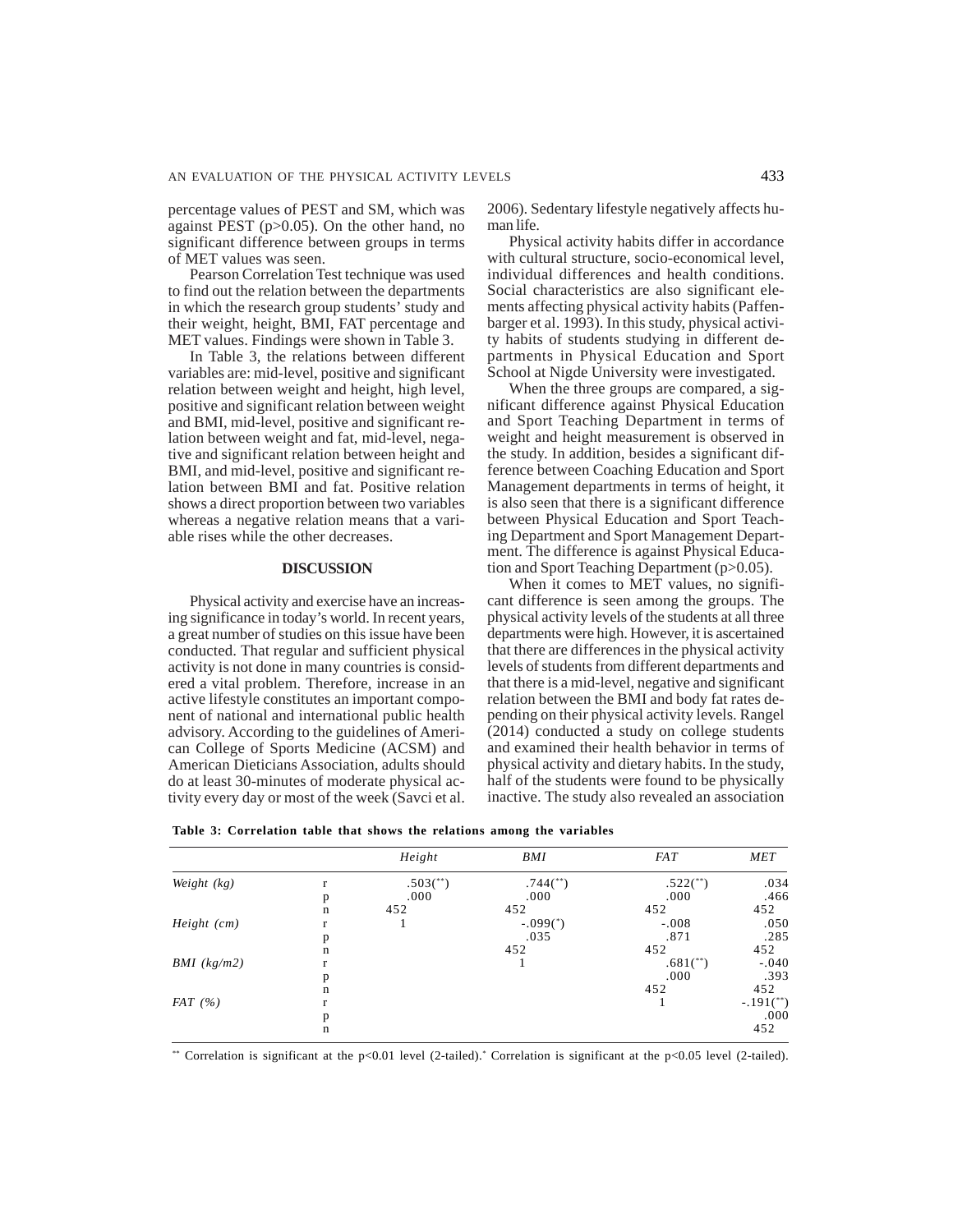percentage values of PEST and SM, which was against PEST ($p>0.05$). On the other hand, no significant difference between groups in terms of MET values was seen.

Pearson Correlation Test technique was used to find out the relation between the departments in which the research group students' study and their weight, height, BMI, FAT percentage and MET values. Findings were shown in Table 3.

In Table 3, the relations between different variables are: mid-level, positive and significant relation between weight and height, high level, positive and significant relation between weight and BMI, mid-level, positive and significant relation between weight and fat, mid-level, negative and significant relation between height and BMI, and mid-level, positive and significant relation between BMI and fat. Positive relation shows a direct proportion between two variables whereas a negative relation means that a variable rises while the other decreases.

## DISCUSSION

Physical activity and exercise have an increasing significance in today's world. In recent years, a great number of studies on this issue have been conducted. That regular and sufficient physical activity is not done in many countries is considered a vital problem. Therefore, increase in an active lifestyle constitutes an important component of national and international public health advisory. According to the guidelines of American College of Sports Medicine (ACSM) and American Dieticians Association, adults should do at least 30-minutes of moderate physical activity every day or most of the week (Savci et al. 2006). Sedentary lifestyle negatively affects human life.

Physical activity habits differ in accordance with cultural structure, socio-economical level, individual differences and health conditions. Social characteristics are also significant elements affecting physical activity habits (Paffenbarger et al. 1993). In this study, physical activity habits of students studying in different departments in Physical Education and Sport School at Nigde University were investigated.

When the three groups are compared, a significant difference against Physical Education and Sport Teaching Department in terms of weight and height measurement is observed in the study. In addition, besides a significant difference between Coaching Education and Sport Management departments in terms of height, it is also seen that there is a significant difference between Physical Education and Sport Teaching Department and Sport Management Department. The difference is against Physical Education and Sport Teaching Department ($p>0.05$).

When it comes to MET values, no significant difference is seen among the groups. The physical activity levels of the students at all three departments were high. However, it is ascertained that there are differences in the physical activity levels of students from different departments and that there is a mid-level, negative and significant relation between the BMI and body fat rates depending on their physical activity levels. Rangel (2014) conducted a study on college students and examined their health behavior in terms of physical activity and dietary habits. In the study, half of the students were found to be physically inactive. The study also revealed an association

**Table 3: Correlation table that shows the relations among the variables**

| | | *Height* | *BMI* | *FAT* | *MET* |
|---|---|---|---|---|---|
| *Weight (kg)* | r | .503(**) | .744(**) | .522(**) | .034 |
| | p | .000 | .000 | .000 | .466 |
| | n | 452 | 452 | 452 | 452 |
| *Height (cm)* | r | 1 | -.099(*) | -.008 | .050 |
| | p | | .035 | .871 | .285 |
| | n | | 452 | 452 | 452 |
| *BMI (kg/m2)* | r | | 1 | .681(**) | -.040 |
| | p | | | .000 | .393 |
| | n | | | 452 | 452 |
| *FAT (%)* | r | | | 1 | -.191(**) |
| | p | | | | .000 |
| | n | | | | 452 |

** Correlation is significant at the $p<0.01$ level (2-tailed). * Correlation is significant at the $p<0.05$ level (2-tailed).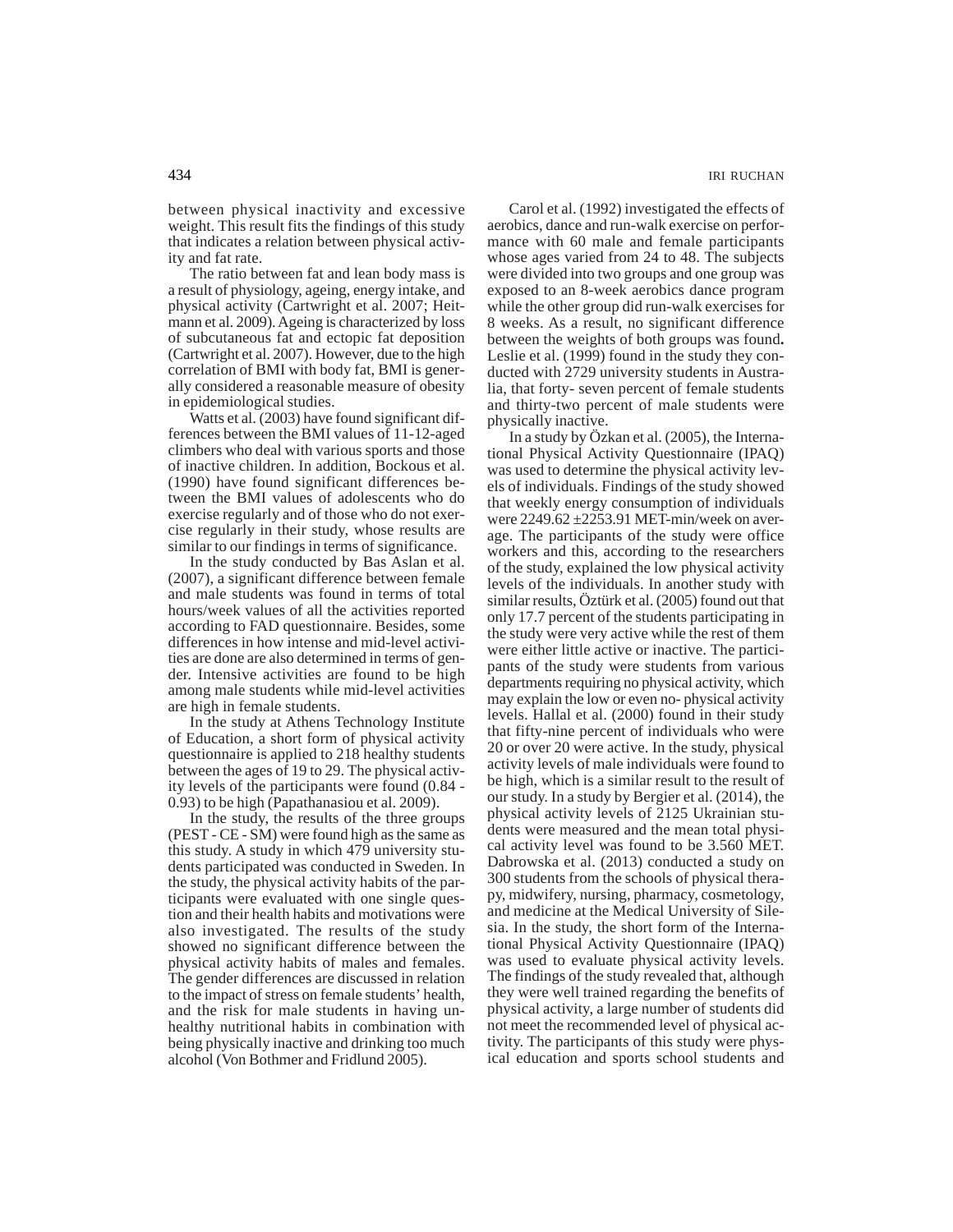between physical inactivity and excessive weight. This result fits the findings of this study that indicates a relation between physical activity and fat rate.

The ratio between fat and lean body mass is a result of physiology, ageing, energy intake, and physical activity (Cartwright et al. 2007; Heitmann et al. 2009). Ageing is characterized by loss of subcutaneous fat and ectopic fat deposition (Cartwright et al. 2007). However, due to the high correlation of BMI with body fat, BMI is generally considered a reasonable measure of obesity in epidemiological studies.

Watts et al. (2003) have found significant differences between the BMI values of 11-12-aged climbers who deal with various sports and those of inactive children. In addition, Bockous et al. (1990) have found significant differences between the BMI values of adolescents who do exercise regularly and of those who do not exercise regularly in their study, whose results are similar to our findings in terms of significance.

In the study conducted by Bas Aslan et al. (2007), a significant difference between female and male students was found in terms of total hours/week values of all the activities reported according to FAD questionnaire. Besides, some differences in how intense and mid-level activities are done are also determined in terms of gender. Intensive activities are found to be high among male students while mid-level activities are high in female students.

In the study at Athens Technology Institute of Education, a short form of physical activity questionnaire is applied to 218 healthy students between the ages of 19 to 29. The physical activity levels of the participants were found (0.84 - 0.93) to be high (Papathanasiou et al. 2009).

In the study, the results of the three groups (PEST - CE - SM) were found high as the same as this study. A study in which 479 university students participated was conducted in Sweden. In the study, the physical activity habits of the participants were evaluated with one single question and their health habits and motivations were also investigated. The results of the study showed no significant difference between the physical activity habits of males and females. The gender differences are discussed in relation to the impact of stress on female students' health, and the risk for male students in having unhealthy nutritional habits in combination with being physically inactive and drinking too much alcohol (Von Bothmer and Fridlund 2005).

Carol et al. (1992) investigated the effects of aerobics, dance and run-walk exercise on performance with 60 male and female participants whose ages varied from 24 to 48. The subjects were divided into two groups and one group was exposed to an 8-week aerobics dance program while the other group did run-walk exercises for 8 weeks. As a result, no significant difference between the weights of both groups was found**.** Leslie et al. (1999) found in the study they conducted with 2729 university students in Australia, that forty- seven percent of female students and thirty-two percent of male students were physically inactive.

In a study by Özkan et al. (2005), the International Physical Activity Questionnaire (IPAQ) was used to determine the physical activity levels of individuals. Findings of the study showed that weekly energy consumption of individuals were 2249.62 ±2253.91 MET-min/week on average. The participants of the study were office workers and this, according to the researchers of the study, explained the low physical activity levels of the individuals. In another study with similar results, Öztürk et al. (2005) found out that only 17.7 percent of the students participating in the study were very active while the rest of them were either little active or inactive. The participants of the study were students from various departments requiring no physical activity, which may explain the low or even no- physical activity levels. Hallal et al. (2000) found in their study that fifty-nine percent of individuals who were 20 or over 20 were active. In the study, physical activity levels of male individuals were found to be high, which is a similar result to the result of our study. In a study by Bergier et al. (2014), the physical activity levels of 2125 Ukrainian students were measured and the mean total physical activity level was found to be 3.560 MET. Dabrowska et al. (2013) conducted a study on 300 students from the schools of physical therapy, midwifery, nursing, pharmacy, cosmetology, and medicine at the Medical University of Silesia. In the study, the short form of the International Physical Activity Questionnaire (IPAQ) was used to evaluate physical activity levels. The findings of the study revealed that, although they were well trained regarding the benefits of physical activity, a large number of students did not meet the recommended level of physical activity. The participants of this study were physical education and sports school students and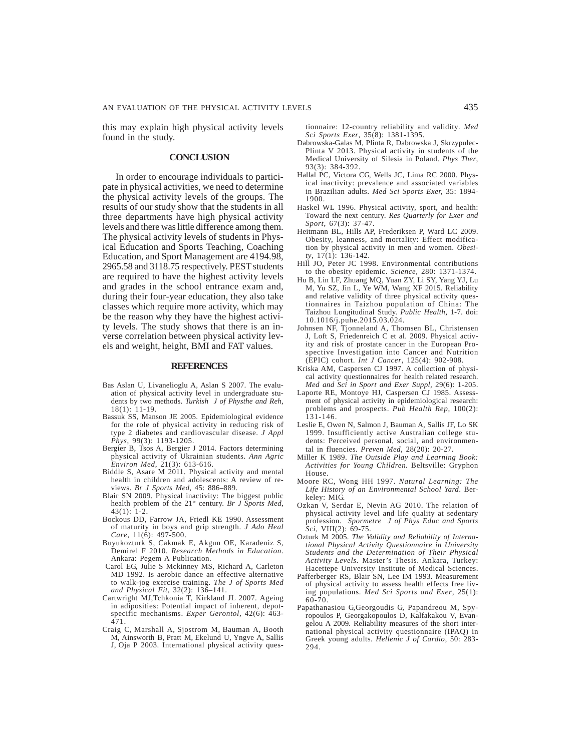this may explain high physical activity levels found in the study.

## CONCLUSION

In order to encourage individuals to participate in physical activities, we need to determine the physical activity levels of the groups. The results of our study show that the students in all three departments have high physical activity levels and there was little difference among them. The physical activity levels of students in Physical Education and Sports Teaching, Coaching Education, and Sport Management are 4194.98, 2965.58 and 3118.75 respectively. PEST students are required to have the highest activity levels and grades in the school entrance exam and, during their four-year education, they also take classes which require more activity, which may be the reason why they have the highest activity levels. The study shows that there is an inverse correlation between physical activity levels and weight, height, BMI and FAT values.

## REFERENCES

Bas Aslan U, Livanelioglu A, Aslan S 2007. The evaluation of physical activity level in undergraduate students by two methods. *Turkish J of Physthe and Reh*, 18(1): 11-19.

Bassuk SS, Manson JE 2005. Epidemiological evidence for the role of physical activity in reducing risk of type 2 diabetes and cardiovascular disease. *J Appl Phys*, 99(3): 1193-1205.

Bergier B, Tsos A, Bergier J 2014. Factors determining physical activity of Ukrainian students. *Ann Agric Environ Med*, 21(3): 613-616.

Biddle S, Asare M 2011. Physical activity and mental health in children and adolescents: A review of reviews. *Br J Sports Med*, 45: 886–889.

Blair SN 2009. Physical inactivity: The biggest public health problem of the 21st century. *Br J Sports Med*, 43(1): 1-2.

Bockous DD, Farrow JA, Friedl KE 1990. Assessment of maturity in boys and grip strength. *J Ado Heal Care*, 11(6): 497-500.

Buyukozturk S, Cakmak E, Akgun OE, Karadeniz S, Demirel F 2010. *Research Methods in Education*. Ankara: Pegem A Publication.

Carol EG, Julie S Mckinney MS, Richard A, Carleton MD 1992. Is aerobic dance an effective alternative to walk-jog exercise training. *The J of Sports Med and Physical Fit*, 32(2): 136–141.

Cartwright MJ,Tchkonia T, Kirkland JL 2007. Ageing in adiposities: Potential impact of inherent, depot-specific mechanisms. *Exper Gerontol*, 42(6): 463-471.

Craig C, Marshall A, Sjostrom M, Bauman A, Booth M, Ainsworth B, Pratt M, Ekelund U, Yngve A, Sallis J, Oja P 2003. International physical activity questionnaire: 12-country reliability and validity. *Med Sci Sports Exer*, 35(8): 1381-1395.

Dabrowska-Galas M, Plinta R, Dabrowska J, Skrzypulec-Plinta V 2013. Physical activity in students of the Medical University of Silesia in Poland. *Phys Ther*, 93(3): 384-392.

Hallal PC, Victora CG, Wells JC, Lima RC 2000. Physical inactivity: prevalence and associated variables in Brazilian adults. *Med Sci Sports Exer,* 35: 1894-1900.

Haskel WL 1996. Physical activity, sport, and health: Toward the next century. *Res Quarterly for Exer and Sport*, 67(3): 37-47.

Heitmann BL, Hills AP, Frederiksen P, Ward LC 2009. Obesity, leanness, and mortality: Effect modification by physical activity in men and women. *Obesity*, 17(1): 136-142.

Hill JO, Peter JC 1998. Environmental contributions to the obesity epidemic. *Science*, 280: 1371-1374.

Hu B, Lin LF, Zhuang MQ, Yuan ZY, Li SY, Yang YJ, Lu M, Yu SZ, Jin L, Ye WM, Wang XF 2015. Reliability and relative validity of three physical activity questionnaires in Taizhou population of China: The Taizhou Longitudinal Study. *Public Health*, 1-7. doi: 10.1016/j.puhe.2015.03.024.

Johnsen NF, Tjonneland A, Thomsen BL, Christensen J, Loft S, Friedenreich C et al. 2009. Physical activity and risk of prostate cancer in the European Prospective Investigation into Cancer and Nutrition (EPIC) cohort. *Int J Cancer*, 125(4): 902-908.

Kriska AM, Caspersen CJ 1997. A collection of physical activity questionnaires for health related research. *Med and Sci in Sport and Exer Suppl*, 29(6): 1-205.

Laporte RE, Montoye HJ, Caspersen CJ 1985. Assessment of physical activity in epidemiological research: problems and prospects. *Pub Health Rep*, 100(2): 131-146.

Leslie E, Owen N, Salmon J, Bauman A, Sallis JF, Lo SK 1999. Insufficiently active Australian college students: Perceived personal, social, and environmental in fluencies. *Preven Med*, 28(20): 20-27.

Miller K 1989. *The Outside Play and Learning Book: Activities for Young Children*. Beltsville: Gryphon House.

Moore RC, Wong HH 1997. *Natural Learning: The Life History of an Environmental School Yard*. Berkeley: MIG.

Ozkan V, Serdar E, Nevin AG 2010. The relation of physical activity level and life quality at sedentary profession. *Spormetre J of Phys Educ and Sports Sci*, VIII(2): 69-75.

Ozturk M 2005. *The Validity and Reliability of International Physical Activity Questionnaire in University Students and the Determination of Their Physical Activity Levels*. Master's Thesis. Ankara, Turkey: Hacettepe University Institute of Medical Sciences.

Pafferberger RS, Blair SN, Lee IM 1993. Measurement of physical activity to assess health effects free living populations. *Med Sci Sports and Exer*, 25(1): 60-70.

Papathanasiou G,Georgoudis G, Papandreou M, Spyropoulos P, Georgakopoulos D, Kalfakakou V, Evangelou A 2009. Reliability measures of the short international physical activity questionnaire (IPAQ) in Greek young adults. *Hellenic J of Cardio*, 50: 283-294.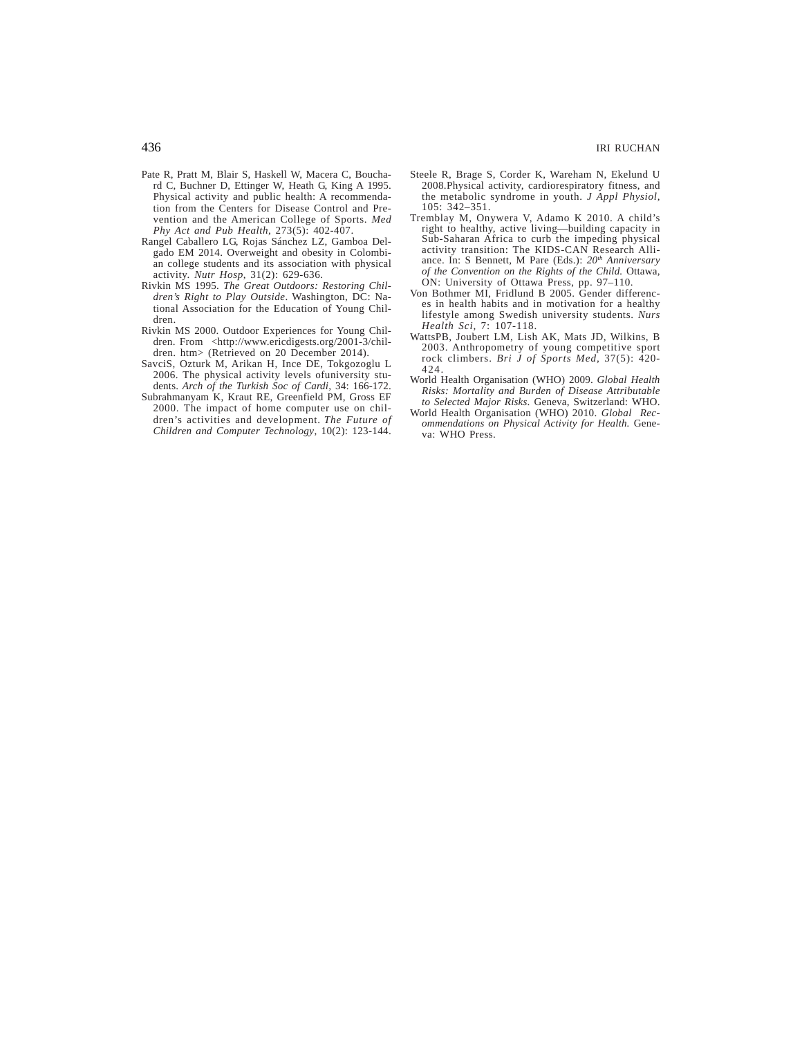Pate R, Pratt M, Blair S, Haskell W, Macera C, Bouchard C, Buchner D, Ettinger W, Heath G, King A 1995. Physical activity and public health: A recommendation from the Centers for Disease Control and Prevention and the American College of Sports. *Med Phy Act and Pub Health*, 273(5): 402-407.

Rangel Caballero LG, Rojas Sánchez LZ, Gamboa Delgado EM 2014. Overweight and obesity in Colombian college students and its association with physical activity. *Nutr Hosp*, 31(2): 629-636.

Rivkin MS 1995. *The Great Outdoors: Restoring Children's Right to Play Outside*. Washington, DC: National Association for the Education of Young Children.

Rivkin MS 2000. Outdoor Experiences for Young Children. From <http://www.ericdigests.org/2001-3/children. htm> (Retrieved on 20 December 2014).

SavciS, Ozturk M, Arikan H, Ince DE, Tokgozoglu L 2006. The physical activity levels ofuniversity students. *Arch of the Turkish Soc of Cardi*, 34: 166-172.

Subrahmanyam K, Kraut RE, Greenfield PM, Gross EF 2000. The impact of home computer use on children's activities and development. *The Future of Children and Computer Technology*, 10(2): 123-144.

Steele R, Brage S, Corder K, Wareham N, Ekelund U 2008.Physical activity, cardiorespiratory fitness, and the metabolic syndrome in youth. *J Appl Physiol*, 105: 342–351.

Tremblay M, Onywera V, Adamo K 2010. A child's right to healthy, active living—building capacity in Sub-Saharan Africa to curb the impeding physical activity transition: The KIDS-CAN Research Alliance. In: S Bennett, M Pare (Eds.): *20th Anniversary of the Convention on the Rights of the Child.* Ottawa, ON: University of Ottawa Press, pp. 97–110.

Von Bothmer MI, Fridlund B 2005. Gender differences in health habits and in motivation for a healthy lifestyle among Swedish university students. *Nurs Health Sci*, 7: 107-118.

WattsPB, Joubert LM, Lish AK, Mats JD, Wilkins, B 2003. Anthropometry of young competitive sport rock climbers. *Bri J of Sports Med*, 37(5): 420-424.

World Health Organisation (WHO) 2009. *Global Health Risks: Mortality and Burden of Disease Attributable to Selected Major Risks.* Geneva, Switzerland: WHO.

World Health Organisation (WHO) 2010. *Global Recommendations on Physical Activity for Health.* Geneva: WHO Press.